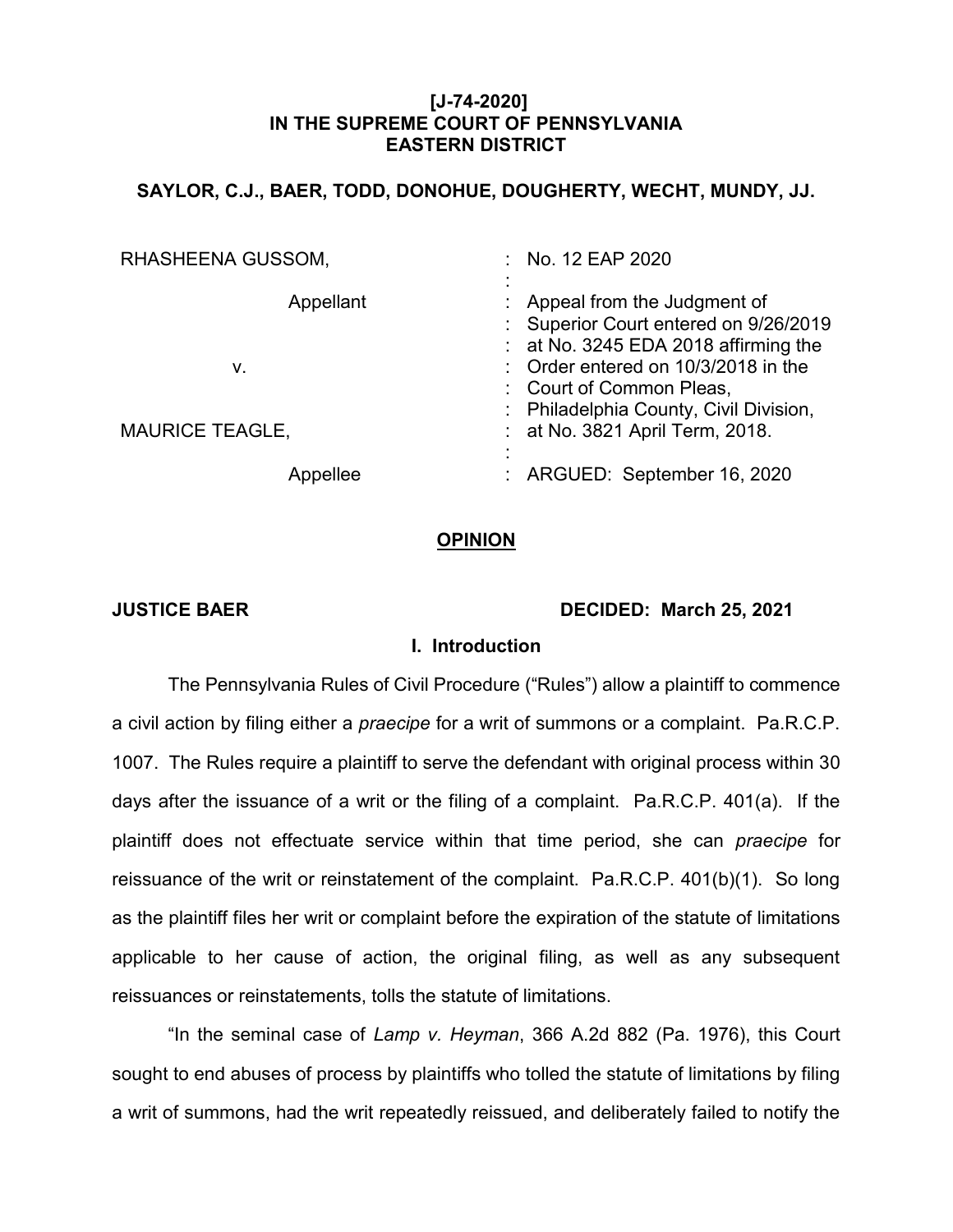**[J-74-2020]**
**IN THE SUPREME COURT OF PENNSYLVANIA**
**EASTERN DISTRICT**

**SAYLOR, C.J., BAER, TODD, DONOHUE, DOUGHERTY, WECHT, MUNDY, JJ.**

| | |
|---|---|
| RHASHEENA GUSSOM, | : No. 12 EAP 2020 |
| Appellant | : Appeal from the Judgment of Superior Court entered on 9/26/2019 at No. 3245 EDA 2018 affirming the Order entered on 10/3/2018 in the Court of Common Pleas, Philadelphia County, Civil Division, at No. 3821 April Term, 2018. |
| v. | |
| MAURICE TEAGLE, | |
| Appellee | : ARGUED: September 16, 2020 |

## OPINION

**JUSTICE BAER** **DECIDED: March 25, 2021**

### I. Introduction

The Pennsylvania Rules of Civil Procedure ("Rules") allow a plaintiff to commence a civil action by filing either a *praecipe* for a writ of summons or a complaint. Pa.R.C.P. 1007. The Rules require a plaintiff to serve the defendant with original process within 30 days after the issuance of a writ or the filing of a complaint. Pa.R.C.P. 401(a). If the plaintiff does not effectuate service within that time period, she can *praecipe* for reissuance of the writ or reinstatement of the complaint. Pa.R.C.P. 401(b)(1). So long as the plaintiff files her writ or complaint before the expiration of the statute of limitations applicable to her cause of action, the original filing, as well as any subsequent reissuances or reinstatements, tolls the statute of limitations.

"In the seminal case of *Lamp v. Heyman*, 366 A.2d 882 (Pa. 1976), this Court sought to end abuses of process by plaintiffs who tolled the statute of limitations by filing a writ of summons, had the writ repeatedly reissued, and deliberately failed to notify the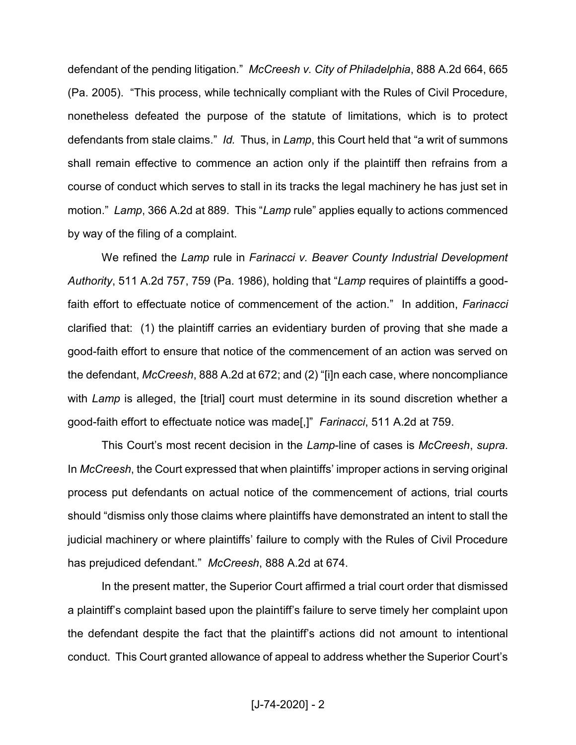defendant of the pending litigation." *McCreesh v. City of Philadelphia*, 888 A.2d 664, 665 (Pa. 2005). "This process, while technically compliant with the Rules of Civil Procedure, nonetheless defeated the purpose of the statute of limitations, which is to protect defendants from stale claims." *Id.* Thus, in *Lamp*, this Court held that "a writ of summons shall remain effective to commence an action only if the plaintiff then refrains from a course of conduct which serves to stall in its tracks the legal machinery he has just set in motion." *Lamp*, 366 A.2d at 889. This "*Lamp* rule" applies equally to actions commenced by way of the filing of a complaint.

We refined the *Lamp* rule in *Farinacci v. Beaver County Industrial Development Authority*, 511 A.2d 757, 759 (Pa. 1986), holding that "*Lamp* requires of plaintiffs a good-faith effort to effectuate notice of commencement of the action." In addition, *Farinacci* clarified that: (1) the plaintiff carries an evidentiary burden of proving that she made a good-faith effort to ensure that notice of the commencement of an action was served on the defendant, *McCreesh*, 888 A.2d at 672; and (2) "[i]n each case, where noncompliance with *Lamp* is alleged, the [trial] court must determine in its sound discretion whether a good-faith effort to effectuate notice was made[,]" *Farinacci*, 511 A.2d at 759.

This Court's most recent decision in the *Lamp*-line of cases is *McCreesh*, *supra*. In *McCreesh*, the Court expressed that when plaintiffs' improper actions in serving original process put defendants on actual notice of the commencement of actions, trial courts should "dismiss only those claims where plaintiffs have demonstrated an intent to stall the judicial machinery or where plaintiffs' failure to comply with the Rules of Civil Procedure has prejudiced defendant." *McCreesh*, 888 A.2d at 674.

In the present matter, the Superior Court affirmed a trial court order that dismissed a plaintiff's complaint based upon the plaintiff's failure to serve timely her complaint upon the defendant despite the fact that the plaintiff's actions did not amount to intentional conduct. This Court granted allowance of appeal to address whether the Superior Court's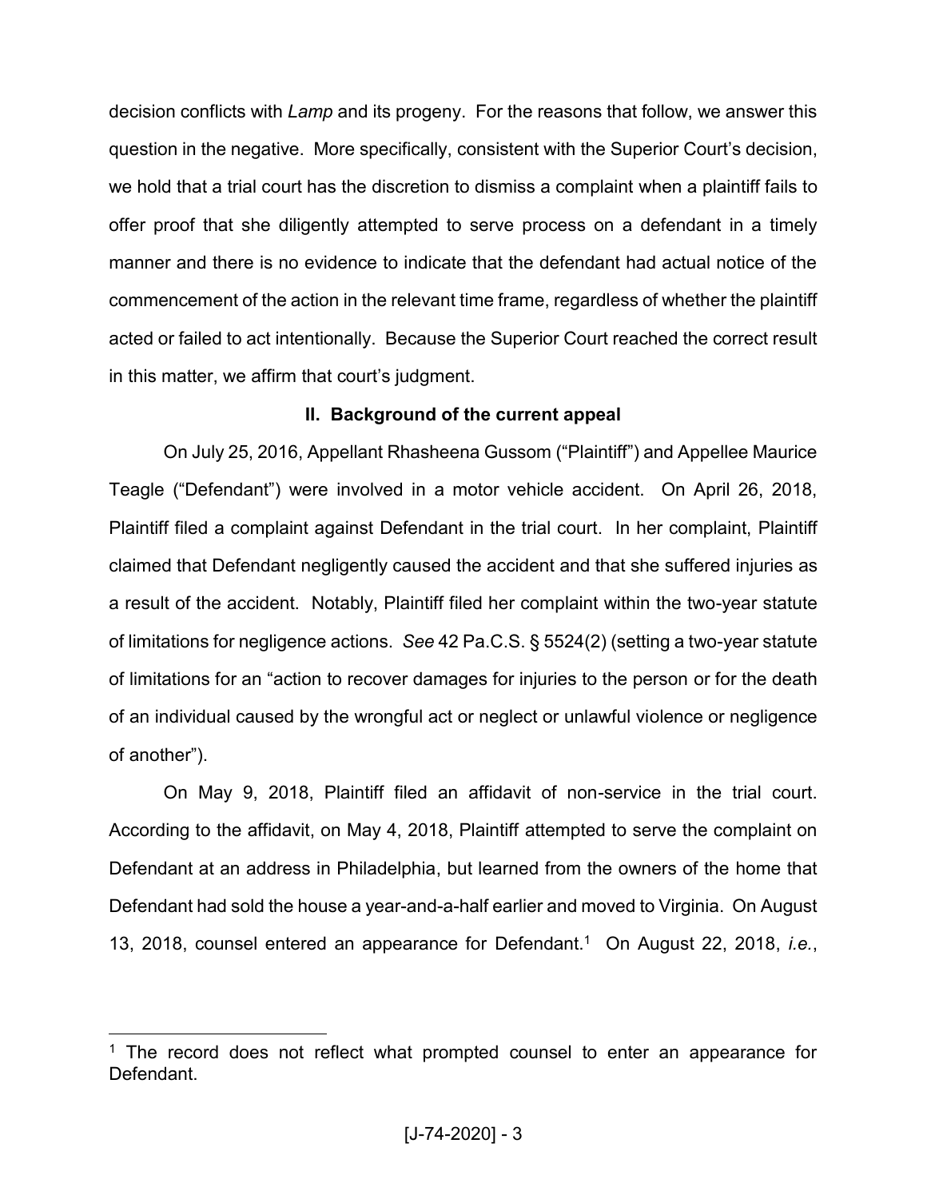decision conflicts with *Lamp* and its progeny. For the reasons that follow, we answer this question in the negative. More specifically, consistent with the Superior Court's decision, we hold that a trial court has the discretion to dismiss a complaint when a plaintiff fails to offer proof that she diligently attempted to serve process on a defendant in a timely manner and there is no evidence to indicate that the defendant had actual notice of the commencement of the action in the relevant time frame, regardless of whether the plaintiff acted or failed to act intentionally. Because the Superior Court reached the correct result in this matter, we affirm that court's judgment.

## II. Background of the current appeal

On July 25, 2016, Appellant Rhasheena Gussom ("Plaintiff") and Appellee Maurice Teagle ("Defendant") were involved in a motor vehicle accident. On April 26, 2018, Plaintiff filed a complaint against Defendant in the trial court. In her complaint, Plaintiff claimed that Defendant negligently caused the accident and that she suffered injuries as a result of the accident. Notably, Plaintiff filed her complaint within the two-year statute of limitations for negligence actions. *See* 42 Pa.C.S. § 5524(2) (setting a two-year statute of limitations for an "action to recover damages for injuries to the person or for the death of an individual caused by the wrongful act or neglect or unlawful violence or negligence of another").

On May 9, 2018, Plaintiff filed an affidavit of non-service in the trial court. According to the affidavit, on May 4, 2018, Plaintiff attempted to serve the complaint on Defendant at an address in Philadelphia, but learned from the owners of the home that Defendant had sold the house a year-and-a-half earlier and moved to Virginia. On August 13, 2018, counsel entered an appearance for Defendant.[1] On August 22, 2018, *i.e.*,

[1] The record does not reflect what prompted counsel to enter an appearance for Defendant.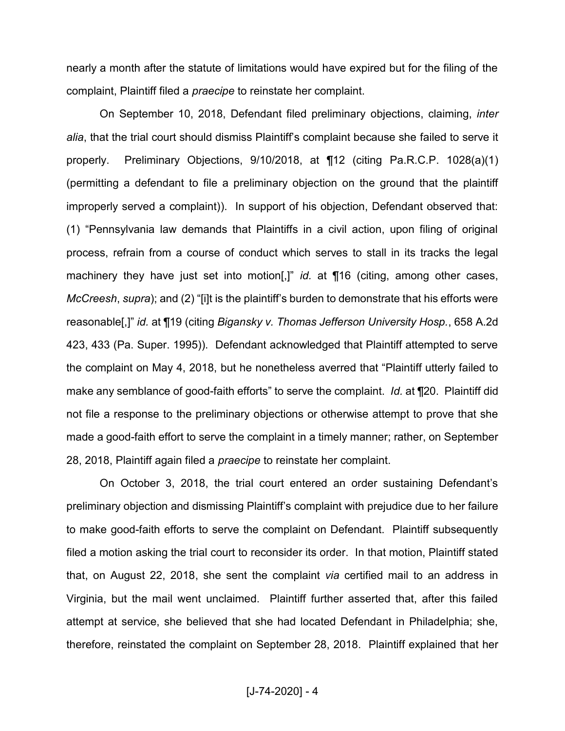nearly a month after the statute of limitations would have expired but for the filing of the complaint, Plaintiff filed a *praecipe* to reinstate her complaint.

On September 10, 2018, Defendant filed preliminary objections, claiming, *inter alia*, that the trial court should dismiss Plaintiff's complaint because she failed to serve it properly. Preliminary Objections, 9/10/2018, at ¶12 (citing Pa.R.C.P. 1028(a)(1) (permitting a defendant to file a preliminary objection on the ground that the plaintiff improperly served a complaint)). In support of his objection, Defendant observed that: (1) "Pennsylvania law demands that Plaintiffs in a civil action, upon filing of original process, refrain from a course of conduct which serves to stall in its tracks the legal machinery they have just set into motion[,]" *id.* at ¶16 (citing, among other cases, *McCreesh*, *supra*); and (2) "[i]t is the plaintiff's burden to demonstrate that his efforts were reasonable[,]" *id.* at ¶19 (citing *Bigansky v. Thomas Jefferson University Hosp.*, 658 A.2d 423, 433 (Pa. Super. 1995)). Defendant acknowledged that Plaintiff attempted to serve the complaint on May 4, 2018, but he nonetheless averred that "Plaintiff utterly failed to make any semblance of good-faith efforts" to serve the complaint. *Id.* at ¶20. Plaintiff did not file a response to the preliminary objections or otherwise attempt to prove that she made a good-faith effort to serve the complaint in a timely manner; rather, on September 28, 2018, Plaintiff again filed a *praecipe* to reinstate her complaint.

On October 3, 2018, the trial court entered an order sustaining Defendant's preliminary objection and dismissing Plaintiff's complaint with prejudice due to her failure to make good-faith efforts to serve the complaint on Defendant. Plaintiff subsequently filed a motion asking the trial court to reconsider its order. In that motion, Plaintiff stated that, on August 22, 2018, she sent the complaint *via* certified mail to an address in Virginia, but the mail went unclaimed. Plaintiff further asserted that, after this failed attempt at service, she believed that she had located Defendant in Philadelphia; she, therefore, reinstated the complaint on September 28, 2018. Plaintiff explained that her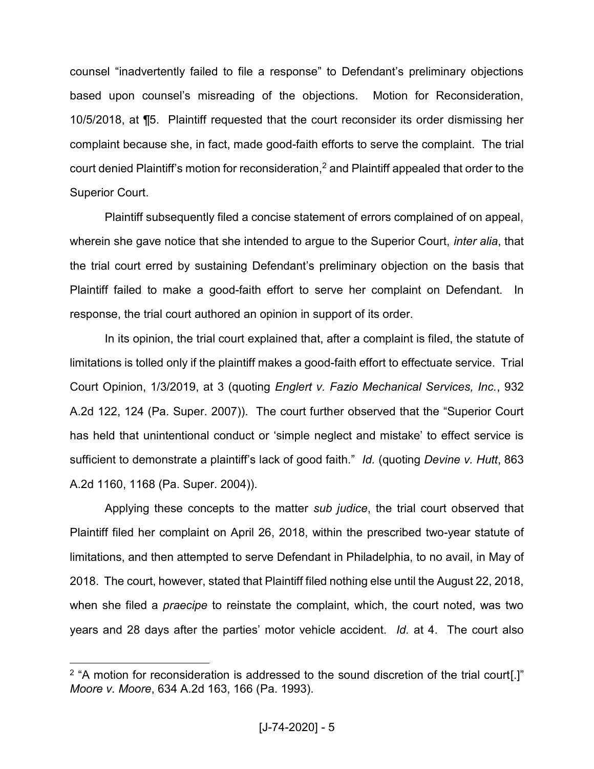counsel "inadvertently failed to file a response" to Defendant's preliminary objections based upon counsel's misreading of the objections. Motion for Reconsideration, 10/5/2018, at ¶5. Plaintiff requested that the court reconsider its order dismissing her complaint because she, in fact, made good-faith efforts to serve the complaint. The trial court denied Plaintiff's motion for reconsideration,[2] and Plaintiff appealed that order to the Superior Court.

Plaintiff subsequently filed a concise statement of errors complained of on appeal, wherein she gave notice that she intended to argue to the Superior Court, *inter alia*, that the trial court erred by sustaining Defendant's preliminary objection on the basis that Plaintiff failed to make a good-faith effort to serve her complaint on Defendant. In response, the trial court authored an opinion in support of its order.

In its opinion, the trial court explained that, after a complaint is filed, the statute of limitations is tolled only if the plaintiff makes a good-faith effort to effectuate service. Trial Court Opinion, 1/3/2019, at 3 (quoting *Englert v. Fazio Mechanical Services, Inc.*, 932 A.2d 122, 124 (Pa. Super. 2007)). The court further observed that the "Superior Court has held that unintentional conduct or 'simple neglect and mistake' to effect service is sufficient to demonstrate a plaintiff's lack of good faith." *Id.* (quoting *Devine v. Hutt*, 863 A.2d 1160, 1168 (Pa. Super. 2004)).

Applying these concepts to the matter *sub judice*, the trial court observed that Plaintiff filed her complaint on April 26, 2018, within the prescribed two-year statute of limitations, and then attempted to serve Defendant in Philadelphia, to no avail, in May of 2018. The court, however, stated that Plaintiff filed nothing else until the August 22, 2018, when she filed a *praecipe* to reinstate the complaint, which, the court noted, was two years and 28 days after the parties' motor vehicle accident. *Id.* at 4. The court also

---

[2] "A motion for reconsideration is addressed to the sound discretion of the trial court[.]" *Moore v. Moore*, 634 A.2d 163, 166 (Pa. 1993).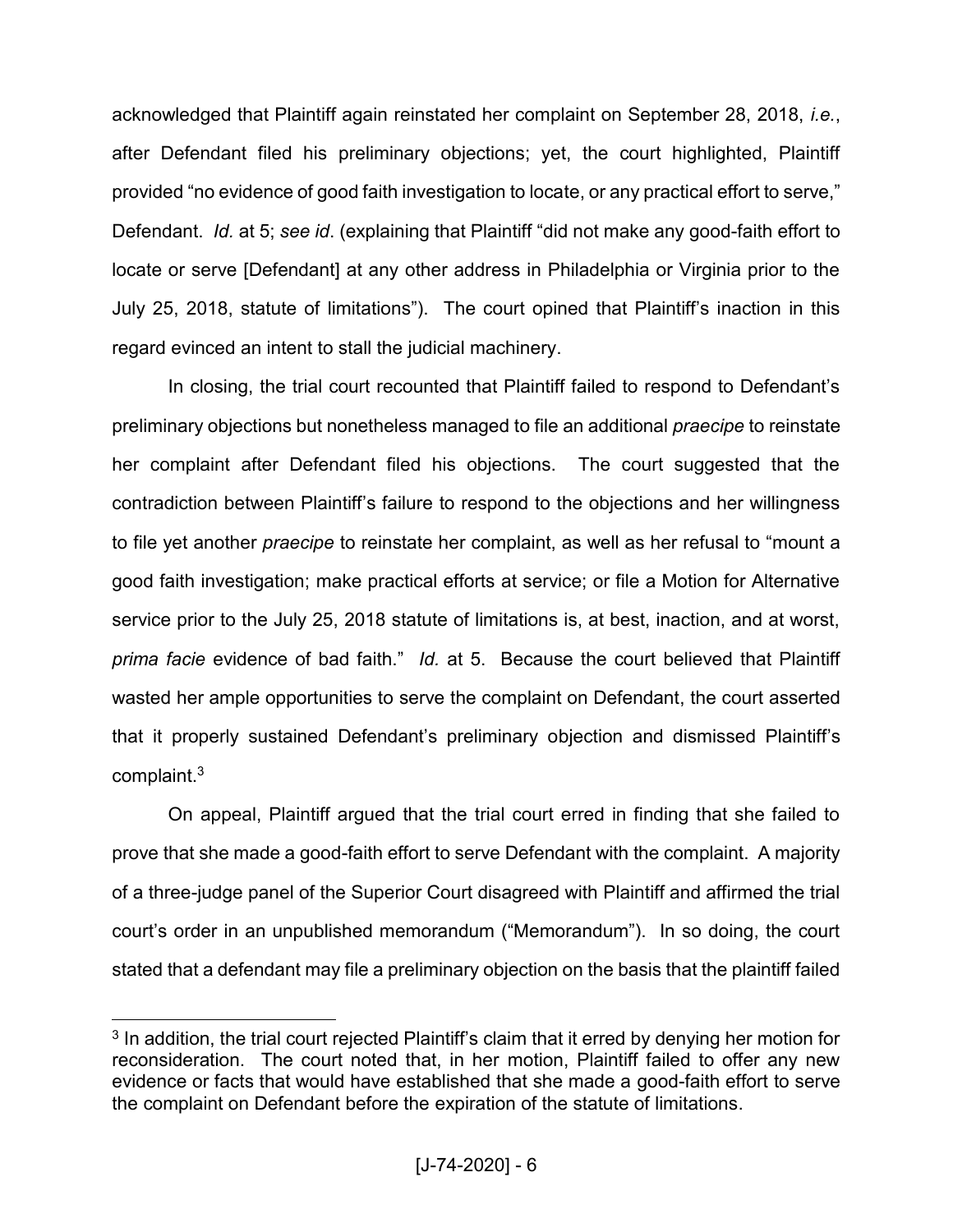acknowledged that Plaintiff again reinstated her complaint on September 28, 2018, *i.e.*, after Defendant filed his preliminary objections; yet, the court highlighted, Plaintiff provided "no evidence of good faith investigation to locate, or any practical effort to serve," Defendant. *Id.* at 5; *see id*. (explaining that Plaintiff "did not make any good-faith effort to locate or serve [Defendant] at any other address in Philadelphia or Virginia prior to the July 25, 2018, statute of limitations"). The court opined that Plaintiff's inaction in this regard evinced an intent to stall the judicial machinery.

In closing, the trial court recounted that Plaintiff failed to respond to Defendant's preliminary objections but nonetheless managed to file an additional *praecipe* to reinstate her complaint after Defendant filed his objections. The court suggested that the contradiction between Plaintiff's failure to respond to the objections and her willingness to file yet another *praecipe* to reinstate her complaint, as well as her refusal to "mount a good faith investigation; make practical efforts at service; or file a Motion for Alternative service prior to the July 25, 2018 statute of limitations is, at best, inaction, and at worst, *prima facie* evidence of bad faith." *Id.* at 5. Because the court believed that Plaintiff wasted her ample opportunities to serve the complaint on Defendant, the court asserted that it properly sustained Defendant's preliminary objection and dismissed Plaintiff's complaint.[3]

On appeal, Plaintiff argued that the trial court erred in finding that she failed to prove that she made a good-faith effort to serve Defendant with the complaint. A majority of a three-judge panel of the Superior Court disagreed with Plaintiff and affirmed the trial court's order in an unpublished memorandum ("Memorandum"). In so doing, the court stated that a defendant may file a preliminary objection on the basis that the plaintiff failed

[3] In addition, the trial court rejected Plaintiff's claim that it erred by denying her motion for reconsideration. The court noted that, in her motion, Plaintiff failed to offer any new evidence or facts that would have established that she made a good-faith effort to serve the complaint on Defendant before the expiration of the statute of limitations.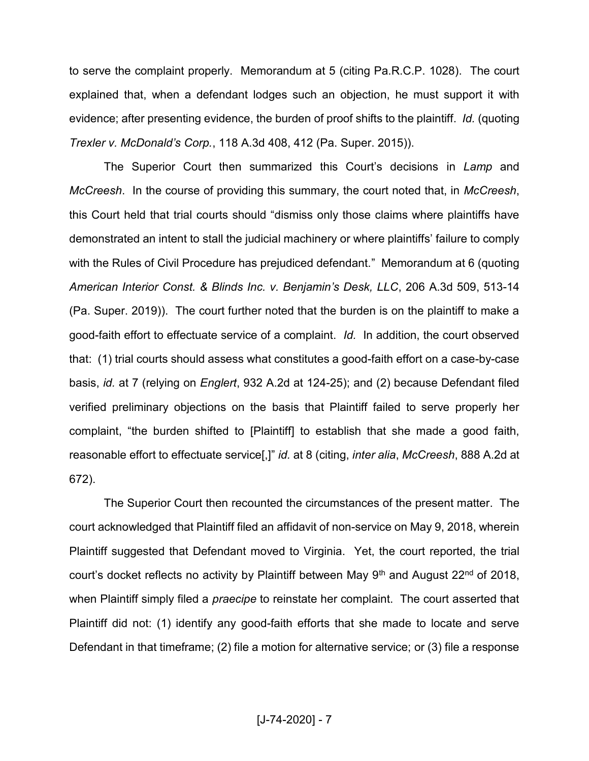to serve the complaint properly. Memorandum at 5 (citing Pa.R.C.P. 1028). The court explained that, when a defendant lodges such an objection, he must support it with evidence; after presenting evidence, the burden of proof shifts to the plaintiff. *Id.* (quoting *Trexler v. McDonald's Corp.*, 118 A.3d 408, 412 (Pa. Super. 2015)).

The Superior Court then summarized this Court's decisions in *Lamp* and *McCreesh*. In the course of providing this summary, the court noted that, in *McCreesh*, this Court held that trial courts should "dismiss only those claims where plaintiffs have demonstrated an intent to stall the judicial machinery or where plaintiffs' failure to comply with the Rules of Civil Procedure has prejudiced defendant." Memorandum at 6 (quoting *American Interior Const. & Blinds Inc. v. Benjamin's Desk, LLC*, 206 A.3d 509, 513-14 (Pa. Super. 2019)). The court further noted that the burden is on the plaintiff to make a good-faith effort to effectuate service of a complaint. *Id.* In addition, the court observed that: (1) trial courts should assess what constitutes a good-faith effort on a case-by-case basis, *id.* at 7 (relying on *Englert*, 932 A.2d at 124-25); and (2) because Defendant filed verified preliminary objections on the basis that Plaintiff failed to serve properly her complaint, "the burden shifted to [Plaintiff] to establish that she made a good faith, reasonable effort to effectuate service[,]" *id.* at 8 (citing, *inter alia*, *McCreesh*, 888 A.2d at 672).

The Superior Court then recounted the circumstances of the present matter. The court acknowledged that Plaintiff filed an affidavit of non-service on May 9, 2018, wherein Plaintiff suggested that Defendant moved to Virginia. Yet, the court reported, the trial court's docket reflects no activity by Plaintiff between May 9th and August 22nd of 2018, when Plaintiff simply filed a *praecipe* to reinstate her complaint. The court asserted that Plaintiff did not: (1) identify any good-faith efforts that she made to locate and serve Defendant in that timeframe; (2) file a motion for alternative service; or (3) file a response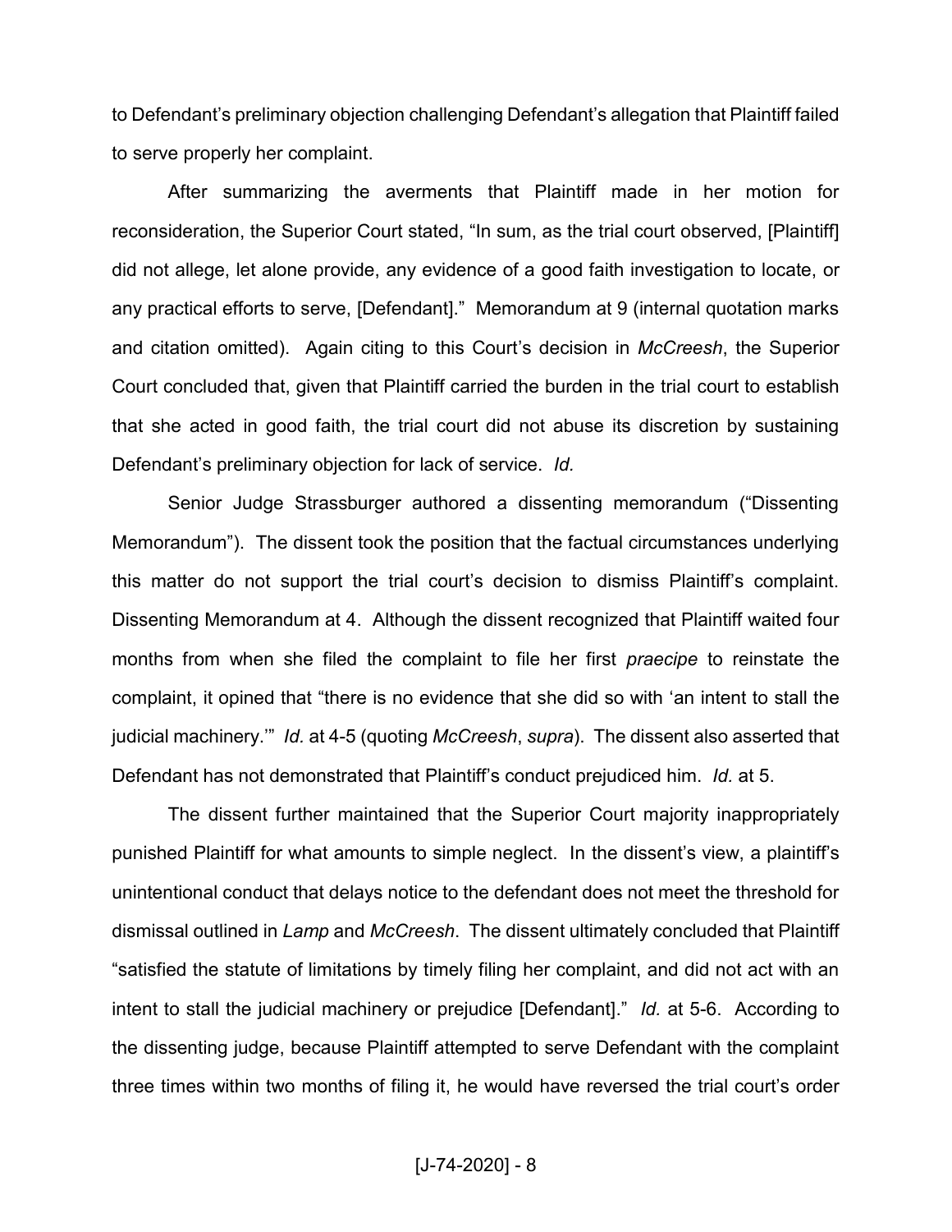to Defendant's preliminary objection challenging Defendant's allegation that Plaintiff failed to serve properly her complaint.

After summarizing the averments that Plaintiff made in her motion for reconsideration, the Superior Court stated, "In sum, as the trial court observed, [Plaintiff] did not allege, let alone provide, any evidence of a good faith investigation to locate, or any practical efforts to serve, [Defendant]." Memorandum at 9 (internal quotation marks and citation omitted). Again citing to this Court's decision in *McCreesh*, the Superior Court concluded that, given that Plaintiff carried the burden in the trial court to establish that she acted in good faith, the trial court did not abuse its discretion by sustaining Defendant's preliminary objection for lack of service. *Id.*

Senior Judge Strassburger authored a dissenting memorandum ("Dissenting Memorandum"). The dissent took the position that the factual circumstances underlying this matter do not support the trial court's decision to dismiss Plaintiff's complaint. Dissenting Memorandum at 4. Although the dissent recognized that Plaintiff waited four months from when she filed the complaint to file her first *praecipe* to reinstate the complaint, it opined that "there is no evidence that she did so with 'an intent to stall the judicial machinery.'" *Id.* at 4-5 (quoting *McCreesh*, *supra*). The dissent also asserted that Defendant has not demonstrated that Plaintiff's conduct prejudiced him. *Id.* at 5.

The dissent further maintained that the Superior Court majority inappropriately punished Plaintiff for what amounts to simple neglect. In the dissent's view, a plaintiff's unintentional conduct that delays notice to the defendant does not meet the threshold for dismissal outlined in *Lamp* and *McCreesh*. The dissent ultimately concluded that Plaintiff "satisfied the statute of limitations by timely filing her complaint, and did not act with an intent to stall the judicial machinery or prejudice [Defendant]." *Id.* at 5-6. According to the dissenting judge, because Plaintiff attempted to serve Defendant with the complaint three times within two months of filing it, he would have reversed the trial court's order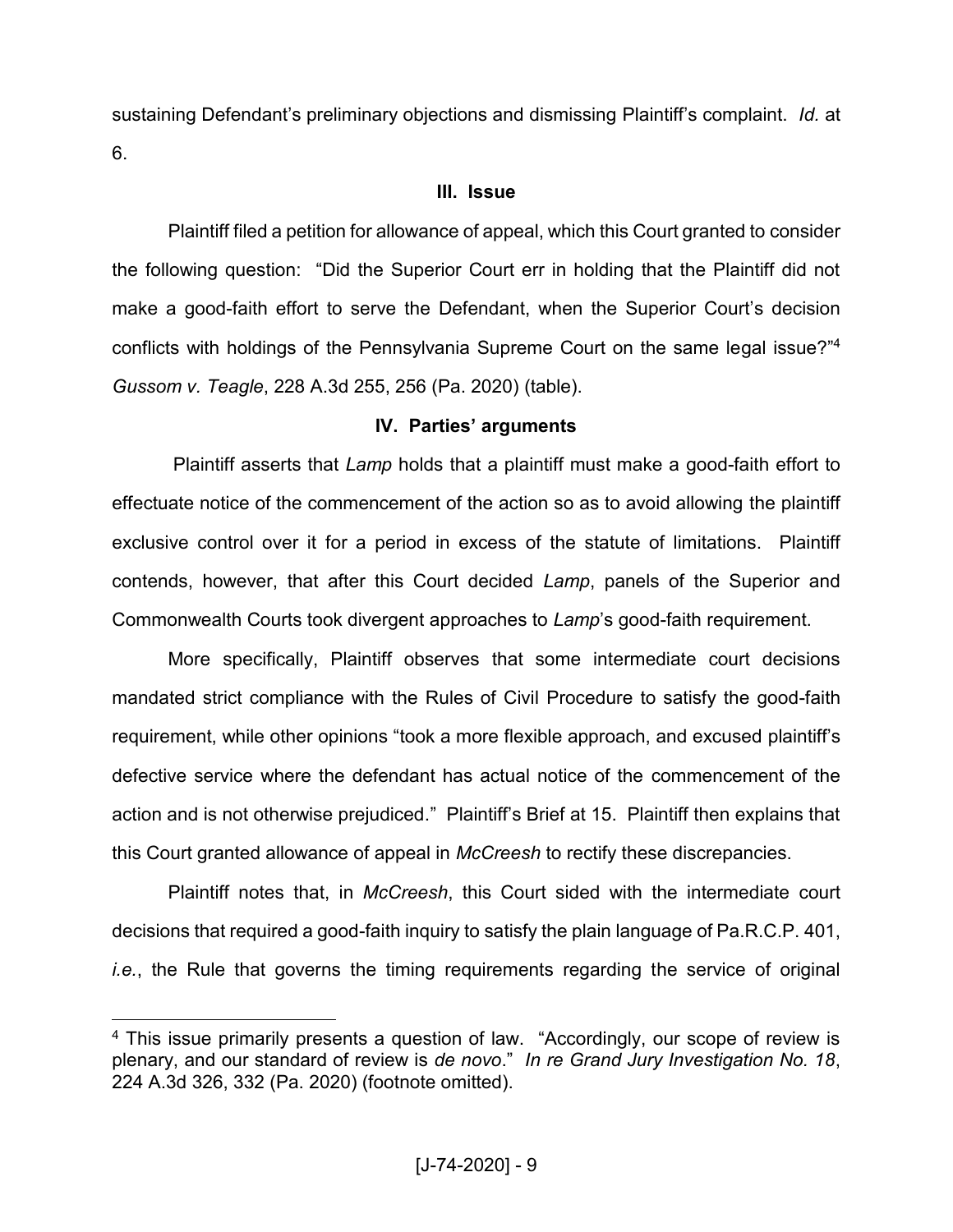sustaining Defendant's preliminary objections and dismissing Plaintiff's complaint. *Id.* at 6.

### III. Issue

Plaintiff filed a petition for allowance of appeal, which this Court granted to consider the following question: "Did the Superior Court err in holding that the Plaintiff did not make a good-faith effort to serve the Defendant, when the Superior Court's decision conflicts with holdings of the Pennsylvania Supreme Court on the same legal issue?"[4] *Gussom v. Teagle*, 228 A.3d 255, 256 (Pa. 2020) (table).

### IV. Parties' arguments

Plaintiff asserts that *Lamp* holds that a plaintiff must make a good-faith effort to effectuate notice of the commencement of the action so as to avoid allowing the plaintiff exclusive control over it for a period in excess of the statute of limitations. Plaintiff contends, however, that after this Court decided *Lamp*, panels of the Superior and Commonwealth Courts took divergent approaches to *Lamp*'s good-faith requirement.

More specifically, Plaintiff observes that some intermediate court decisions mandated strict compliance with the Rules of Civil Procedure to satisfy the good-faith requirement, while other opinions "took a more flexible approach, and excused plaintiff's defective service where the defendant has actual notice of the commencement of the action and is not otherwise prejudiced." Plaintiff's Brief at 15. Plaintiff then explains that this Court granted allowance of appeal in *McCreesh* to rectify these discrepancies.

Plaintiff notes that, in *McCreesh*, this Court sided with the intermediate court decisions that required a good-faith inquiry to satisfy the plain language of Pa.R.C.P. 401, *i.e.*, the Rule that governs the timing requirements regarding the service of original

---

[4] This issue primarily presents a question of law. "Accordingly, our scope of review is plenary, and our standard of review is *de novo*." *In re Grand Jury Investigation No. 18*, 224 A.3d 326, 332 (Pa. 2020) (footnote omitted).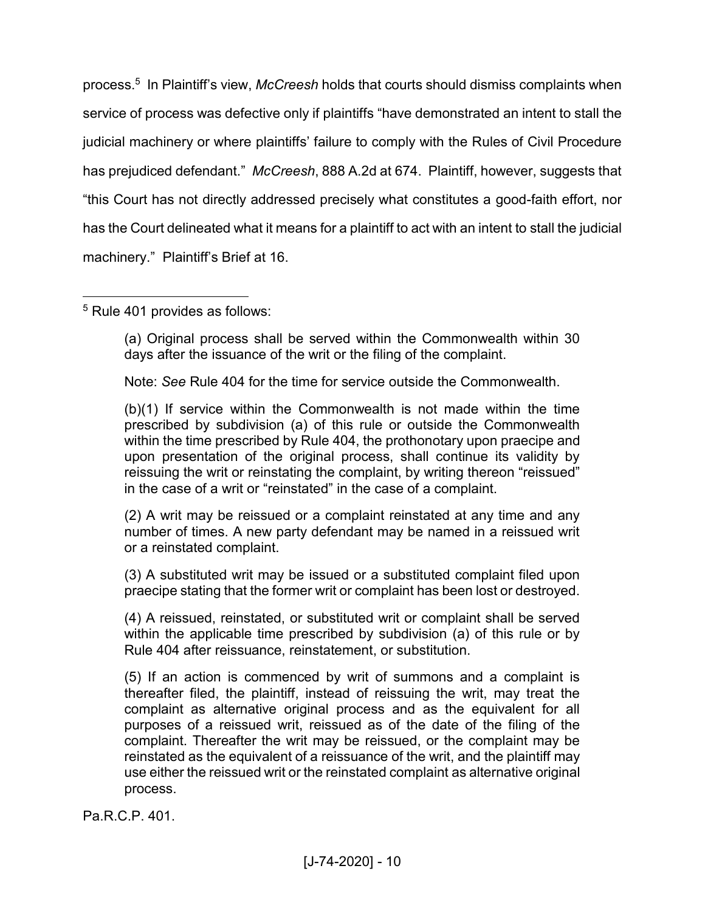process.[5] In Plaintiff's view, *McCreesh* holds that courts should dismiss complaints when service of process was defective only if plaintiffs "have demonstrated an intent to stall the judicial machinery or where plaintiffs' failure to comply with the Rules of Civil Procedure has prejudiced defendant." *McCreesh*, 888 A.2d at 674. Plaintiff, however, suggests that "this Court has not directly addressed precisely what constitutes a good-faith effort, nor has the Court delineated what it means for a plaintiff to act with an intent to stall the judicial machinery." Plaintiff's Brief at 16.

---

[5] Rule 401 provides as follows:

> (a) Original process shall be served within the Commonwealth within 30 days after the issuance of the writ or the filing of the complaint.
>
> Note: *See* Rule 404 for the time for service outside the Commonwealth.
>
> (b)(1) If service within the Commonwealth is not made within the time prescribed by subdivision (a) of this rule or outside the Commonwealth within the time prescribed by Rule 404, the prothonotary upon praecipe and upon presentation of the original process, shall continue its validity by reissuing the writ or reinstating the complaint, by writing thereon "reissued" in the case of a writ or "reinstated" in the case of a complaint.
>
> (2) A writ may be reissued or a complaint reinstated at any time and any number of times. A new party defendant may be named in a reissued writ or a reinstated complaint.
>
> (3) A substituted writ may be issued or a substituted complaint filed upon praecipe stating that the former writ or complaint has been lost or destroyed.
>
> (4) A reissued, reinstated, or substituted writ or complaint shall be served within the applicable time prescribed by subdivision (a) of this rule or by Rule 404 after reissuance, reinstatement, or substitution.
>
> (5) If an action is commenced by writ of summons and a complaint is thereafter filed, the plaintiff, instead of reissuing the writ, may treat the complaint as alternative original process and as the equivalent for all purposes of a reissued writ, reissued as of the date of the filing of the complaint. Thereafter the writ may be reissued, or the complaint may be reinstated as the equivalent of a reissuance of the writ, and the plaintiff may use either the reissued writ or the reinstated complaint as alternative original process.

Pa.R.C.P. 401.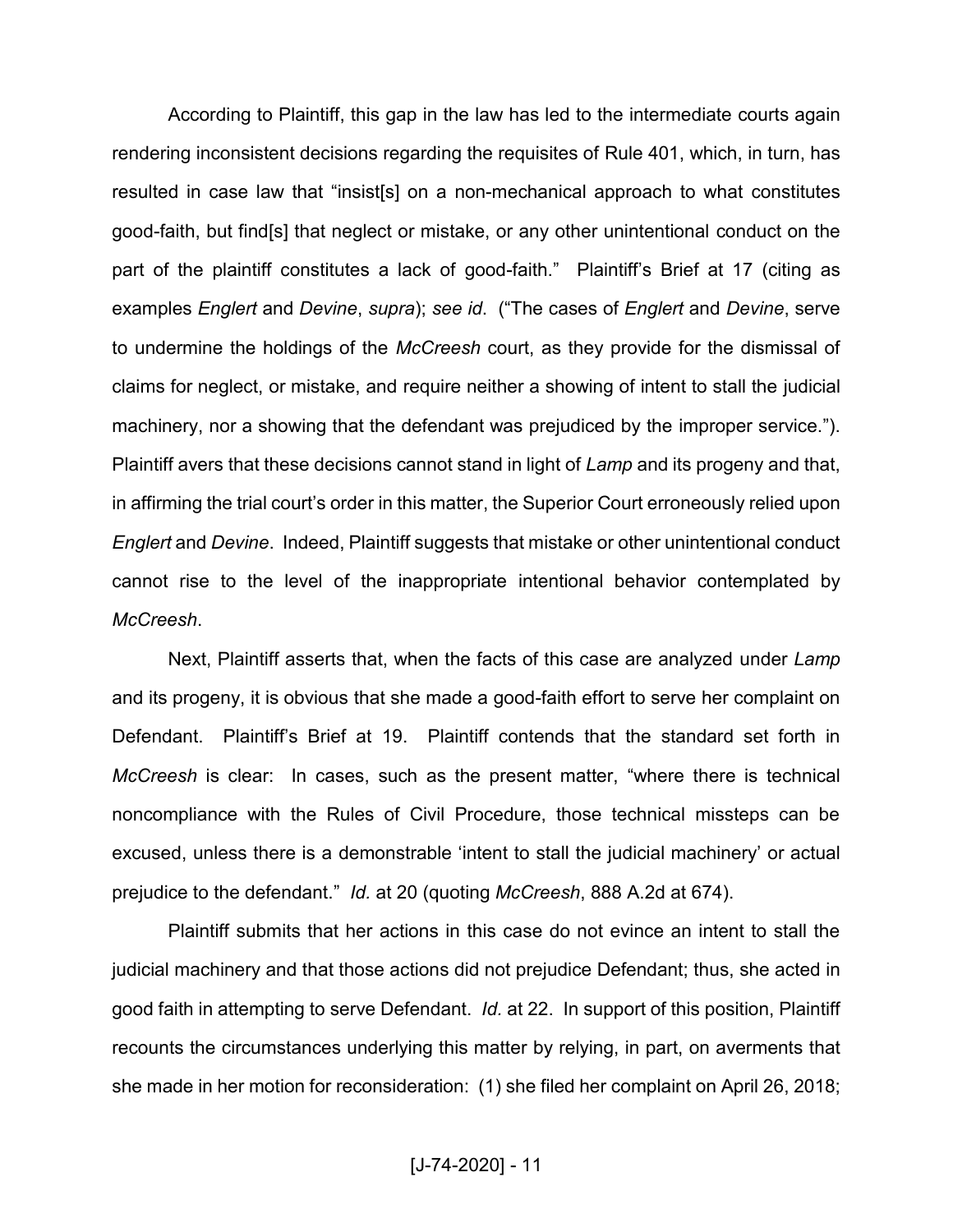According to Plaintiff, this gap in the law has led to the intermediate courts again rendering inconsistent decisions regarding the requisites of Rule 401, which, in turn, has resulted in case law that "insist[s] on a non-mechanical approach to what constitutes good-faith, but find[s] that neglect or mistake, or any other unintentional conduct on the part of the plaintiff constitutes a lack of good-faith." Plaintiff's Brief at 17 (citing as examples *Englert* and *Devine*, *supra*); *see id*. ("The cases of *Englert* and *Devine*, serve to undermine the holdings of the *McCreesh* court, as they provide for the dismissal of claims for neglect, or mistake, and require neither a showing of intent to stall the judicial machinery, nor a showing that the defendant was prejudiced by the improper service."). Plaintiff avers that these decisions cannot stand in light of *Lamp* and its progeny and that, in affirming the trial court's order in this matter, the Superior Court erroneously relied upon *Englert* and *Devine*. Indeed, Plaintiff suggests that mistake or other unintentional conduct cannot rise to the level of the inappropriate intentional behavior contemplated by *McCreesh*.

Next, Plaintiff asserts that, when the facts of this case are analyzed under *Lamp* and its progeny, it is obvious that she made a good-faith effort to serve her complaint on Defendant. Plaintiff's Brief at 19. Plaintiff contends that the standard set forth in *McCreesh* is clear: In cases, such as the present matter, "where there is technical noncompliance with the Rules of Civil Procedure, those technical missteps can be excused, unless there is a demonstrable 'intent to stall the judicial machinery' or actual prejudice to the defendant." *Id.* at 20 (quoting *McCreesh*, 888 A.2d at 674).

Plaintiff submits that her actions in this case do not evince an intent to stall the judicial machinery and that those actions did not prejudice Defendant; thus, she acted in good faith in attempting to serve Defendant. *Id.* at 22. In support of this position, Plaintiff recounts the circumstances underlying this matter by relying, in part, on averments that she made in her motion for reconsideration: (1) she filed her complaint on April 26, 2018;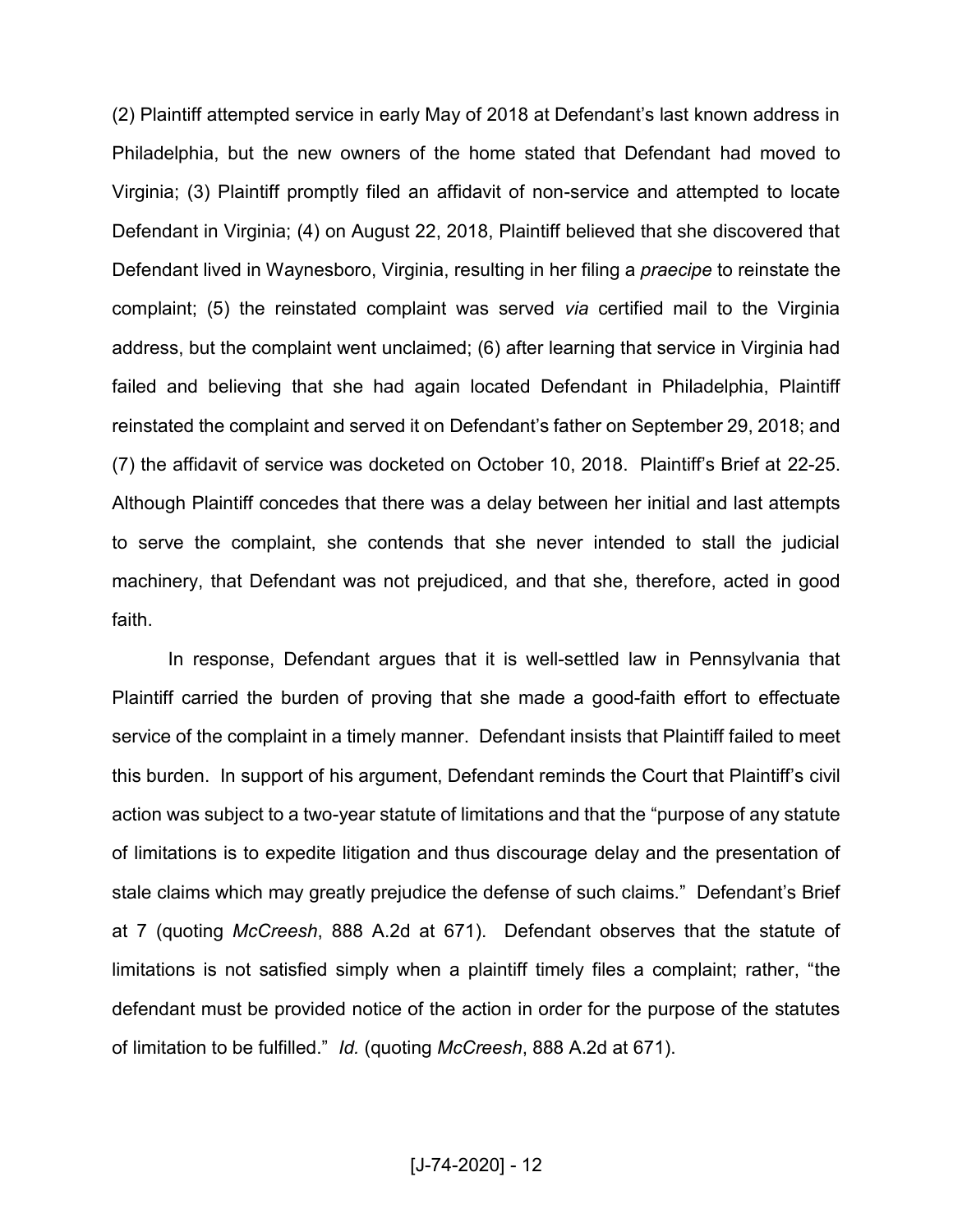(2) Plaintiff attempted service in early May of 2018 at Defendant's last known address in Philadelphia, but the new owners of the home stated that Defendant had moved to Virginia; (3) Plaintiff promptly filed an affidavit of non-service and attempted to locate Defendant in Virginia; (4) on August 22, 2018, Plaintiff believed that she discovered that Defendant lived in Waynesboro, Virginia, resulting in her filing a *praecipe* to reinstate the complaint; (5) the reinstated complaint was served *via* certified mail to the Virginia address, but the complaint went unclaimed; (6) after learning that service in Virginia had failed and believing that she had again located Defendant in Philadelphia, Plaintiff reinstated the complaint and served it on Defendant's father on September 29, 2018; and (7) the affidavit of service was docketed on October 10, 2018. Plaintiff's Brief at 22-25. Although Plaintiff concedes that there was a delay between her initial and last attempts to serve the complaint, she contends that she never intended to stall the judicial machinery, that Defendant was not prejudiced, and that she, therefore, acted in good faith.

In response, Defendant argues that it is well-settled law in Pennsylvania that Plaintiff carried the burden of proving that she made a good-faith effort to effectuate service of the complaint in a timely manner. Defendant insists that Plaintiff failed to meet this burden. In support of his argument, Defendant reminds the Court that Plaintiff's civil action was subject to a two-year statute of limitations and that the "purpose of any statute of limitations is to expedite litigation and thus discourage delay and the presentation of stale claims which may greatly prejudice the defense of such claims." Defendant's Brief at 7 (quoting *McCreesh*, 888 A.2d at 671). Defendant observes that the statute of limitations is not satisfied simply when a plaintiff timely files a complaint; rather, "the defendant must be provided notice of the action in order for the purpose of the statutes of limitation to be fulfilled." *Id.* (quoting *McCreesh*, 888 A.2d at 671).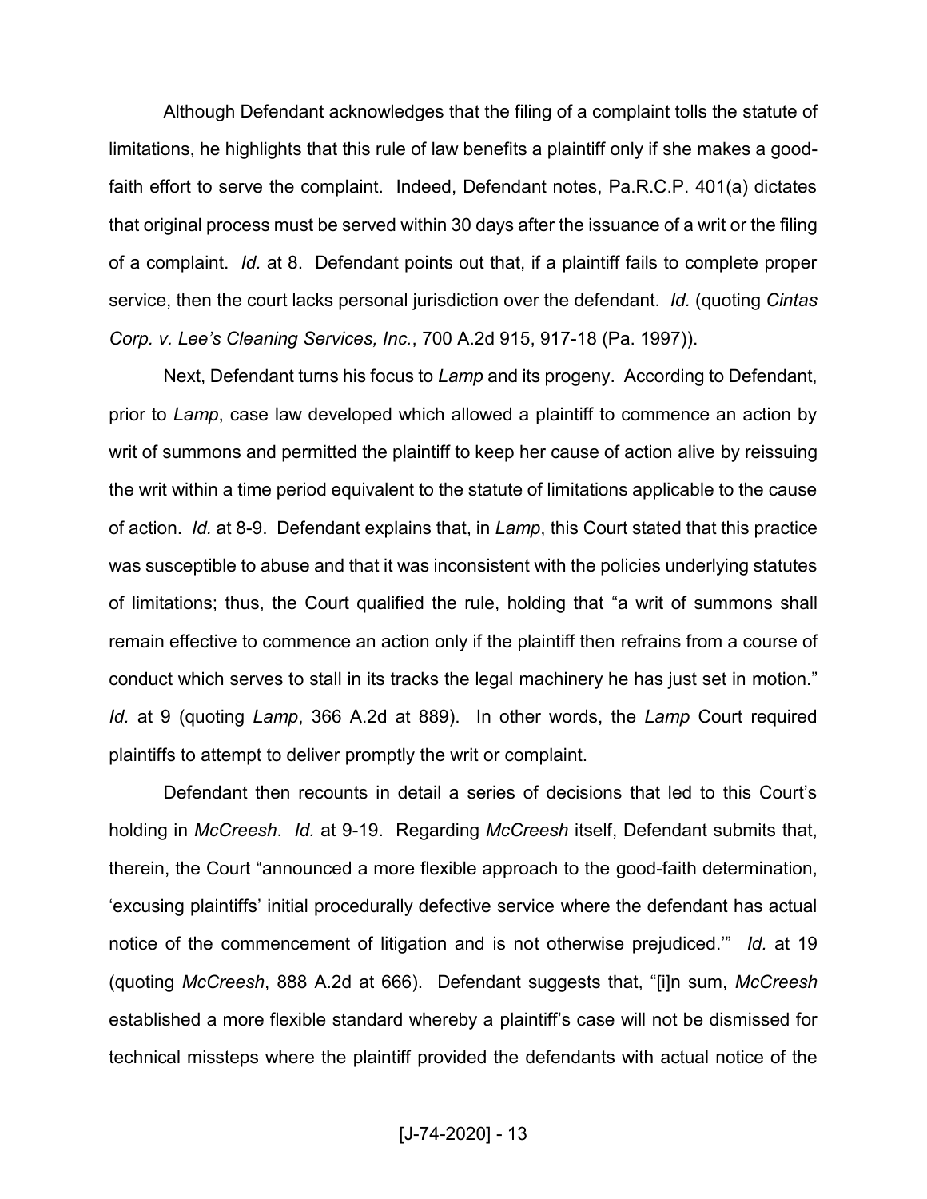Although Defendant acknowledges that the filing of a complaint tolls the statute of limitations, he highlights that this rule of law benefits a plaintiff only if she makes a good-faith effort to serve the complaint. Indeed, Defendant notes, Pa.R.C.P. 401(a) dictates that original process must be served within 30 days after the issuance of a writ or the filing of a complaint. *Id.* at 8. Defendant points out that, if a plaintiff fails to complete proper service, then the court lacks personal jurisdiction over the defendant. *Id.* (quoting *Cintas Corp. v. Lee's Cleaning Services, Inc.*, 700 A.2d 915, 917-18 (Pa. 1997)).

Next, Defendant turns his focus to *Lamp* and its progeny. According to Defendant, prior to *Lamp*, case law developed which allowed a plaintiff to commence an action by writ of summons and permitted the plaintiff to keep her cause of action alive by reissuing the writ within a time period equivalent to the statute of limitations applicable to the cause of action. *Id.* at 8-9. Defendant explains that, in *Lamp*, this Court stated that this practice was susceptible to abuse and that it was inconsistent with the policies underlying statutes of limitations; thus, the Court qualified the rule, holding that "a writ of summons shall remain effective to commence an action only if the plaintiff then refrains from a course of conduct which serves to stall in its tracks the legal machinery he has just set in motion." *Id.* at 9 (quoting *Lamp*, 366 A.2d at 889). In other words, the *Lamp* Court required plaintiffs to attempt to deliver promptly the writ or complaint.

Defendant then recounts in detail a series of decisions that led to this Court's holding in *McCreesh*. *Id.* at 9-19. Regarding *McCreesh* itself, Defendant submits that, therein, the Court "announced a more flexible approach to the good-faith determination, 'excusing plaintiffs' initial procedurally defective service where the defendant has actual notice of the commencement of litigation and is not otherwise prejudiced.'" *Id.* at 19 (quoting *McCreesh*, 888 A.2d at 666). Defendant suggests that, "[i]n sum, *McCreesh* established a more flexible standard whereby a plaintiff's case will not be dismissed for technical missteps where the plaintiff provided the defendants with actual notice of the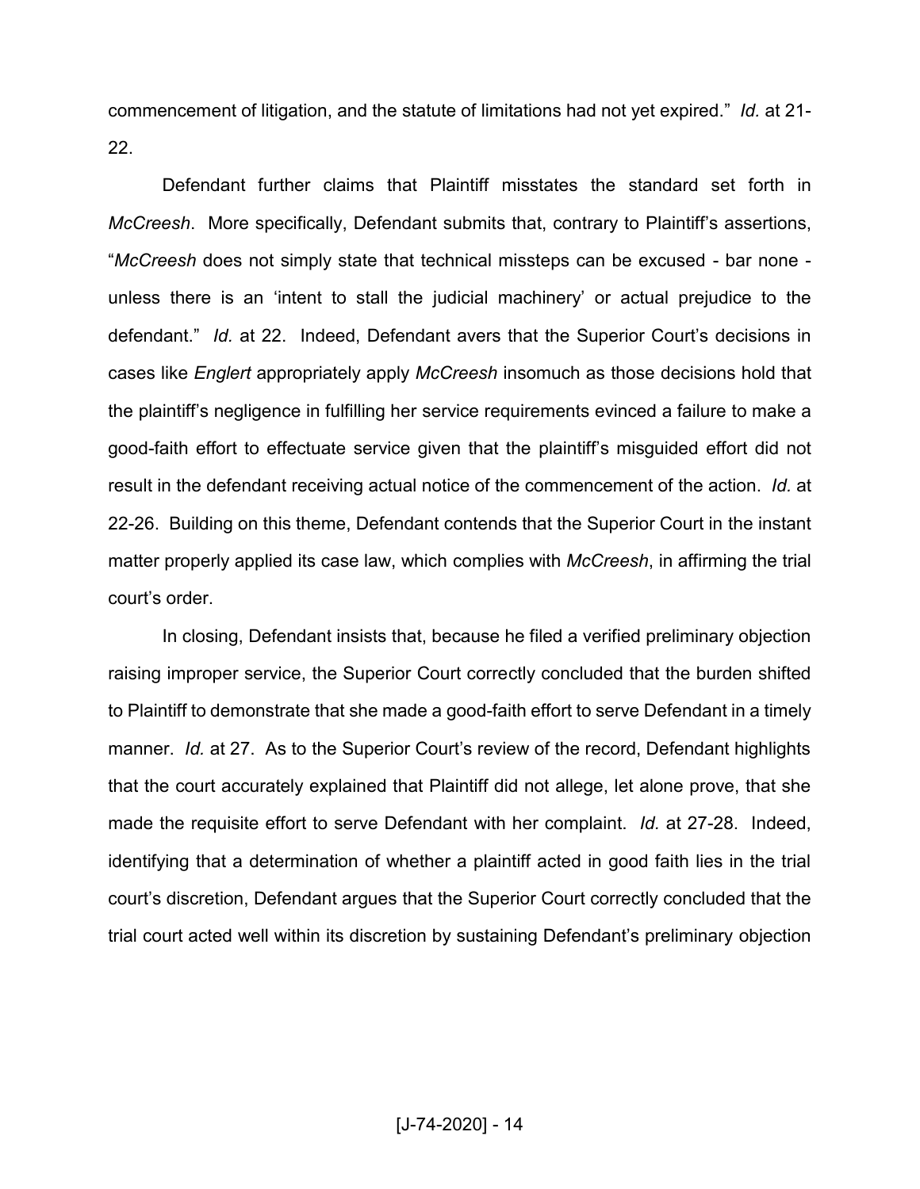commencement of litigation, and the statute of limitations had not yet expired." *Id.* at 21-22.

Defendant further claims that Plaintiff misstates the standard set forth in *McCreesh*. More specifically, Defendant submits that, contrary to Plaintiff's assertions, "*McCreesh* does not simply state that technical missteps can be excused - bar none - unless there is an 'intent to stall the judicial machinery' or actual prejudice to the defendant." *Id.* at 22. Indeed, Defendant avers that the Superior Court's decisions in cases like *Englert* appropriately apply *McCreesh* insomuch as those decisions hold that the plaintiff's negligence in fulfilling her service requirements evinced a failure to make a good-faith effort to effectuate service given that the plaintiff's misguided effort did not result in the defendant receiving actual notice of the commencement of the action. *Id.* at 22-26. Building on this theme, Defendant contends that the Superior Court in the instant matter properly applied its case law, which complies with *McCreesh*, in affirming the trial court's order.

In closing, Defendant insists that, because he filed a verified preliminary objection raising improper service, the Superior Court correctly concluded that the burden shifted to Plaintiff to demonstrate that she made a good-faith effort to serve Defendant in a timely manner. *Id.* at 27. As to the Superior Court's review of the record, Defendant highlights that the court accurately explained that Plaintiff did not allege, let alone prove, that she made the requisite effort to serve Defendant with her complaint. *Id.* at 27-28. Indeed, identifying that a determination of whether a plaintiff acted in good faith lies in the trial court's discretion, Defendant argues that the Superior Court correctly concluded that the trial court acted well within its discretion by sustaining Defendant's preliminary objection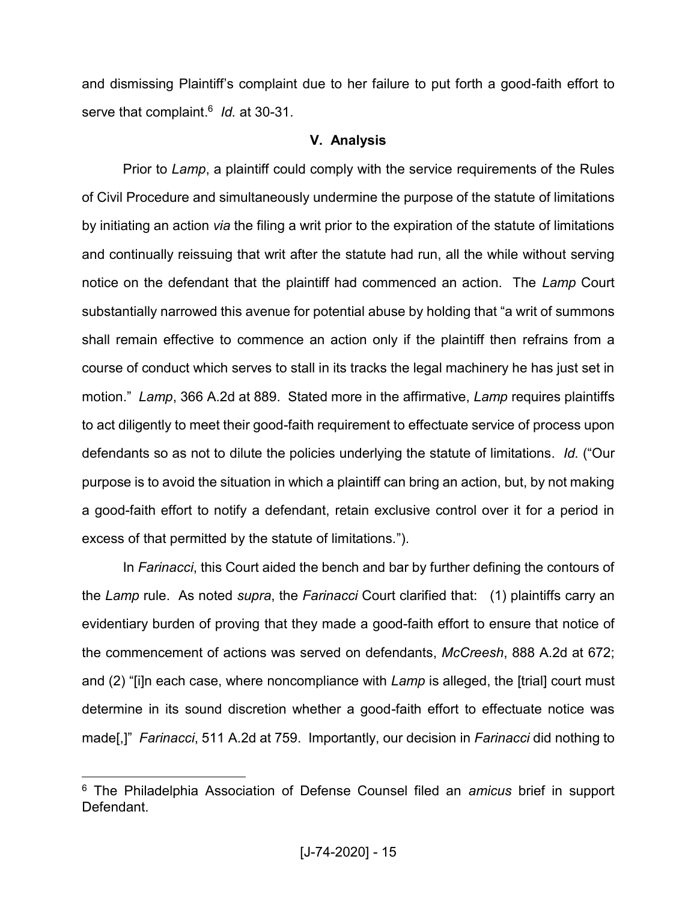and dismissing Plaintiff's complaint due to her failure to put forth a good-faith effort to serve that complaint.[6] *Id.* at 30-31.

### V. Analysis

Prior to *Lamp*, a plaintiff could comply with the service requirements of the Rules of Civil Procedure and simultaneously undermine the purpose of the statute of limitations by initiating an action *via* the filing a writ prior to the expiration of the statute of limitations and continually reissuing that writ after the statute had run, all the while without serving notice on the defendant that the plaintiff had commenced an action. The *Lamp* Court substantially narrowed this avenue for potential abuse by holding that "a writ of summons shall remain effective to commence an action only if the plaintiff then refrains from a course of conduct which serves to stall in its tracks the legal machinery he has just set in motion." *Lamp*, 366 A.2d at 889. Stated more in the affirmative, *Lamp* requires plaintiffs to act diligently to meet their good-faith requirement to effectuate service of process upon defendants so as not to dilute the policies underlying the statute of limitations. *Id.* ("Our purpose is to avoid the situation in which a plaintiff can bring an action, but, by not making a good-faith effort to notify a defendant, retain exclusive control over it for a period in excess of that permitted by the statute of limitations.").

In *Farinacci*, this Court aided the bench and bar by further defining the contours of the *Lamp* rule. As noted *supra*, the *Farinacci* Court clarified that: (1) plaintiffs carry an evidentiary burden of proving that they made a good-faith effort to ensure that notice of the commencement of actions was served on defendants, *McCreesh*, 888 A.2d at 672; and (2) "[i]n each case, where noncompliance with *Lamp* is alleged, the [trial] court must determine in its sound discretion whether a good-faith effort to effectuate notice was made[,]" *Farinacci*, 511 A.2d at 759. Importantly, our decision in *Farinacci* did nothing to

---

[6] The Philadelphia Association of Defense Counsel filed an *amicus* brief in support Defendant.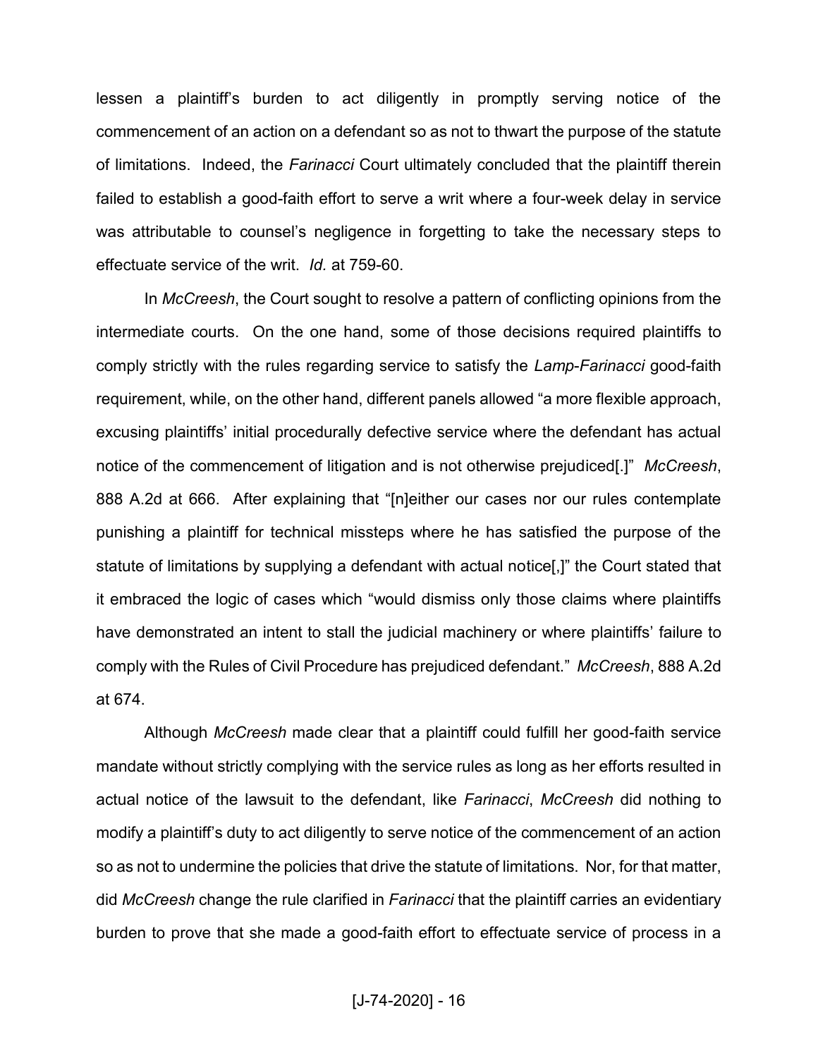lessen a plaintiff's burden to act diligently in promptly serving notice of the commencement of an action on a defendant so as not to thwart the purpose of the statute of limitations. Indeed, the *Farinacci* Court ultimately concluded that the plaintiff therein failed to establish a good-faith effort to serve a writ where a four-week delay in service was attributable to counsel's negligence in forgetting to take the necessary steps to effectuate service of the writ. *Id.* at 759-60.

In *McCreesh*, the Court sought to resolve a pattern of conflicting opinions from the intermediate courts. On the one hand, some of those decisions required plaintiffs to comply strictly with the rules regarding service to satisfy the *Lamp*-*Farinacci* good-faith requirement, while, on the other hand, different panels allowed "a more flexible approach, excusing plaintiffs' initial procedurally defective service where the defendant has actual notice of the commencement of litigation and is not otherwise prejudiced[.]" *McCreesh*, 888 A.2d at 666. After explaining that "[n]either our cases nor our rules contemplate punishing a plaintiff for technical missteps where he has satisfied the purpose of the statute of limitations by supplying a defendant with actual notice[,]" the Court stated that it embraced the logic of cases which "would dismiss only those claims where plaintiffs have demonstrated an intent to stall the judicial machinery or where plaintiffs' failure to comply with the Rules of Civil Procedure has prejudiced defendant." *McCreesh*, 888 A.2d at 674.

Although *McCreesh* made clear that a plaintiff could fulfill her good-faith service mandate without strictly complying with the service rules as long as her efforts resulted in actual notice of the lawsuit to the defendant, like *Farinacci*, *McCreesh* did nothing to modify a plaintiff's duty to act diligently to serve notice of the commencement of an action so as not to undermine the policies that drive the statute of limitations. Nor, for that matter, did *McCreesh* change the rule clarified in *Farinacci* that the plaintiff carries an evidentiary burden to prove that she made a good-faith effort to effectuate service of process in a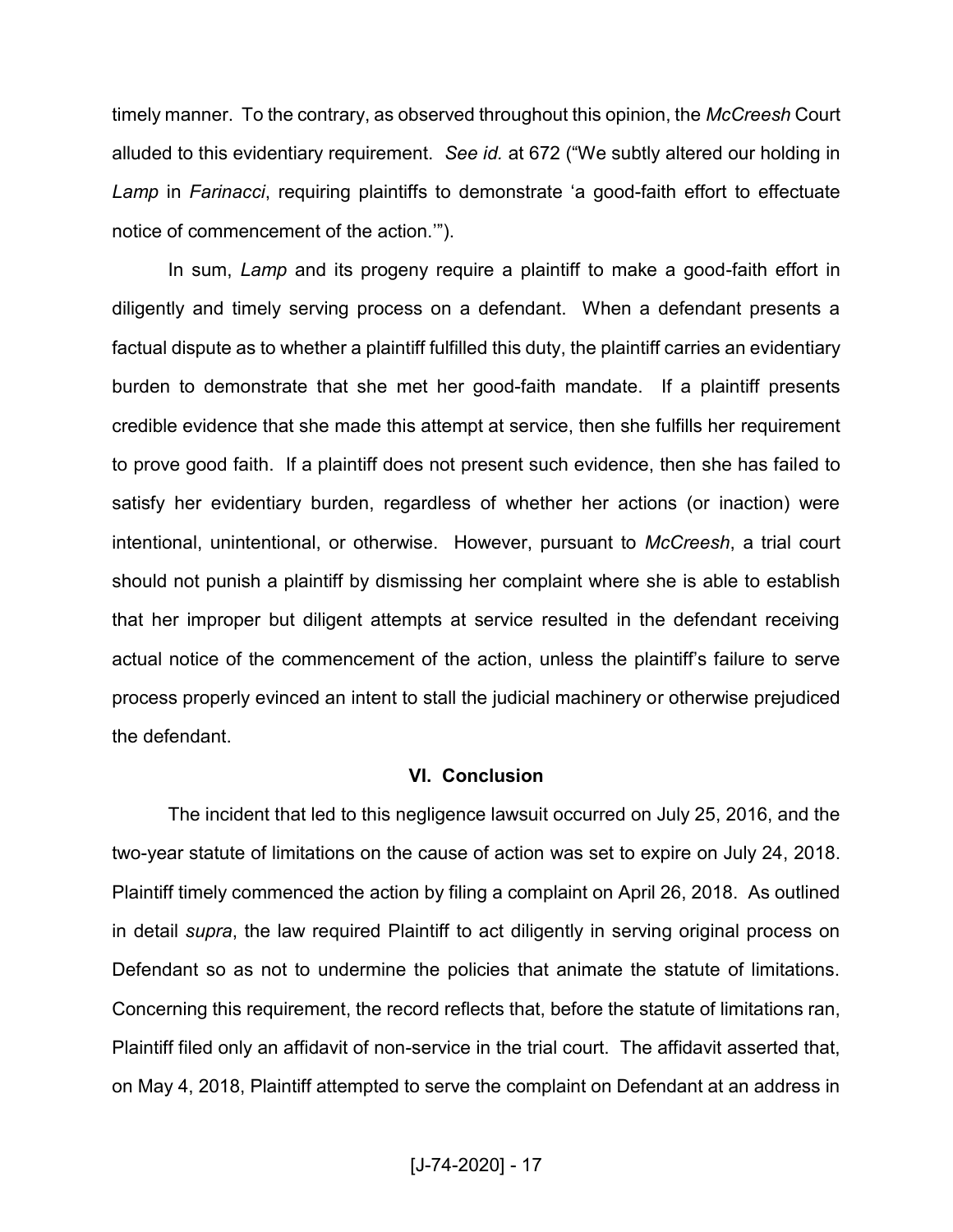timely manner. To the contrary, as observed throughout this opinion, the *McCreesh* Court alluded to this evidentiary requirement. *See id.* at 672 ("We subtly altered our holding in *Lamp* in *Farinacci*, requiring plaintiffs to demonstrate 'a good-faith effort to effectuate notice of commencement of the action.'").

In sum, *Lamp* and its progeny require a plaintiff to make a good-faith effort in diligently and timely serving process on a defendant. When a defendant presents a factual dispute as to whether a plaintiff fulfilled this duty, the plaintiff carries an evidentiary burden to demonstrate that she met her good-faith mandate. If a plaintiff presents credible evidence that she made this attempt at service, then she fulfills her requirement to prove good faith. If a plaintiff does not present such evidence, then she has failed to satisfy her evidentiary burden, regardless of whether her actions (or inaction) were intentional, unintentional, or otherwise. However, pursuant to *McCreesh*, a trial court should not punish a plaintiff by dismissing her complaint where she is able to establish that her improper but diligent attempts at service resulted in the defendant receiving actual notice of the commencement of the action, unless the plaintiff's failure to serve process properly evinced an intent to stall the judicial machinery or otherwise prejudiced the defendant.

## VI. Conclusion

The incident that led to this negligence lawsuit occurred on July 25, 2016, and the two-year statute of limitations on the cause of action was set to expire on July 24, 2018. Plaintiff timely commenced the action by filing a complaint on April 26, 2018. As outlined in detail *supra*, the law required Plaintiff to act diligently in serving original process on Defendant so as not to undermine the policies that animate the statute of limitations. Concerning this requirement, the record reflects that, before the statute of limitations ran, Plaintiff filed only an affidavit of non-service in the trial court. The affidavit asserted that, on May 4, 2018, Plaintiff attempted to serve the complaint on Defendant at an address in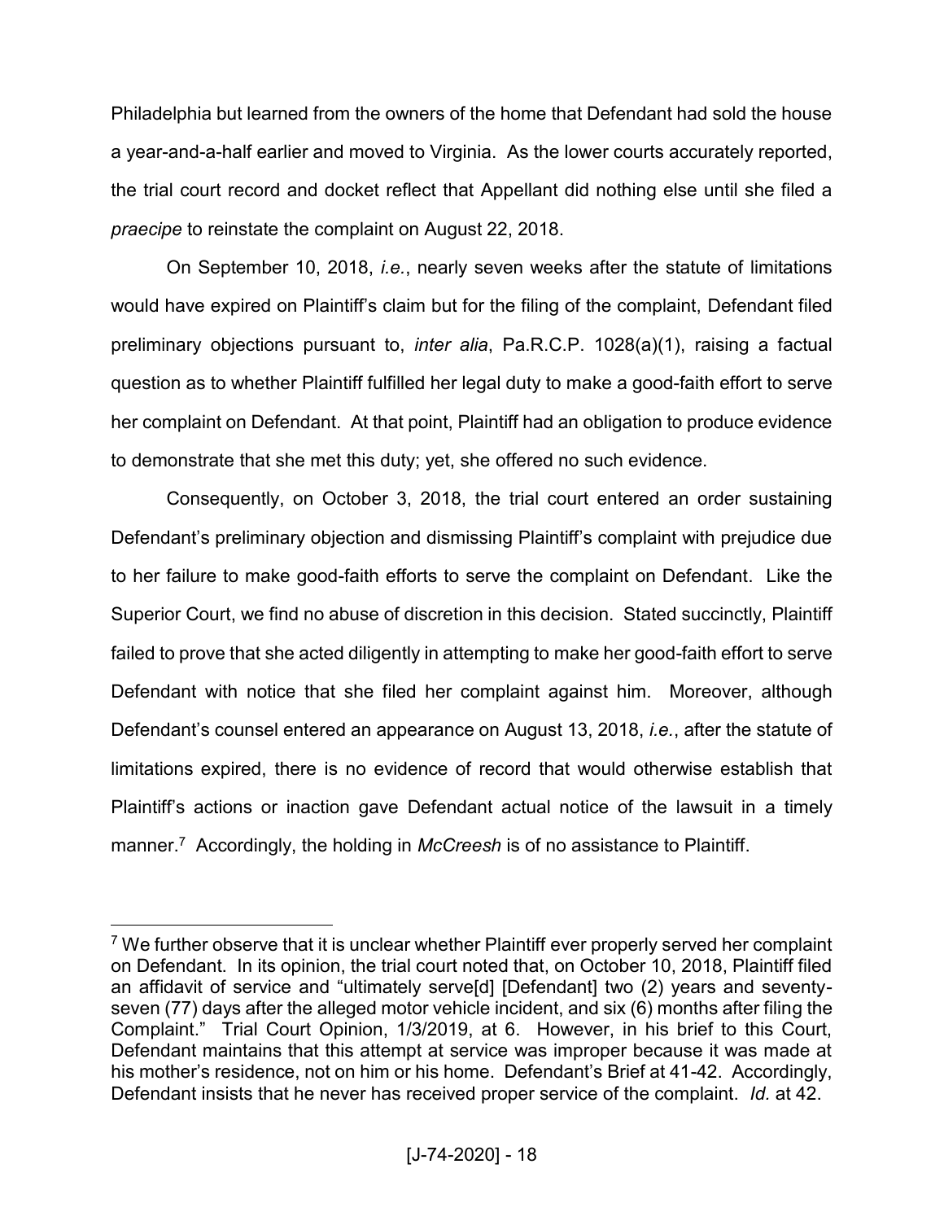Philadelphia but learned from the owners of the home that Defendant had sold the house a year-and-a-half earlier and moved to Virginia. As the lower courts accurately reported, the trial court record and docket reflect that Appellant did nothing else until she filed a *praecipe* to reinstate the complaint on August 22, 2018.

On September 10, 2018, *i.e.*, nearly seven weeks after the statute of limitations would have expired on Plaintiff's claim but for the filing of the complaint, Defendant filed preliminary objections pursuant to, *inter alia*, Pa.R.C.P. 1028(a)(1), raising a factual question as to whether Plaintiff fulfilled her legal duty to make a good-faith effort to serve her complaint on Defendant. At that point, Plaintiff had an obligation to produce evidence to demonstrate that she met this duty; yet, she offered no such evidence.

Consequently, on October 3, 2018, the trial court entered an order sustaining Defendant's preliminary objection and dismissing Plaintiff's complaint with prejudice due to her failure to make good-faith efforts to serve the complaint on Defendant. Like the Superior Court, we find no abuse of discretion in this decision. Stated succinctly, Plaintiff failed to prove that she acted diligently in attempting to make her good-faith effort to serve Defendant with notice that she filed her complaint against him. Moreover, although Defendant's counsel entered an appearance on August 13, 2018, *i.e.*, after the statute of limitations expired, there is no evidence of record that would otherwise establish that Plaintiff's actions or inaction gave Defendant actual notice of the lawsuit in a timely manner.[7] Accordingly, the holding in *McCreesh* is of no assistance to Plaintiff.

---

[7] We further observe that it is unclear whether Plaintiff ever properly served her complaint on Defendant. In its opinion, the trial court noted that, on October 10, 2018, Plaintiff filed an affidavit of service and "ultimately serve[d] [Defendant] two (2) years and seventy-seven (77) days after the alleged motor vehicle incident, and six (6) months after filing the Complaint." Trial Court Opinion, 1/3/2019, at 6. However, in his brief to this Court, Defendant maintains that this attempt at service was improper because it was made at his mother's residence, not on him or his home. Defendant's Brief at 41-42. Accordingly, Defendant insists that he never has received proper service of the complaint. *Id.* at 42.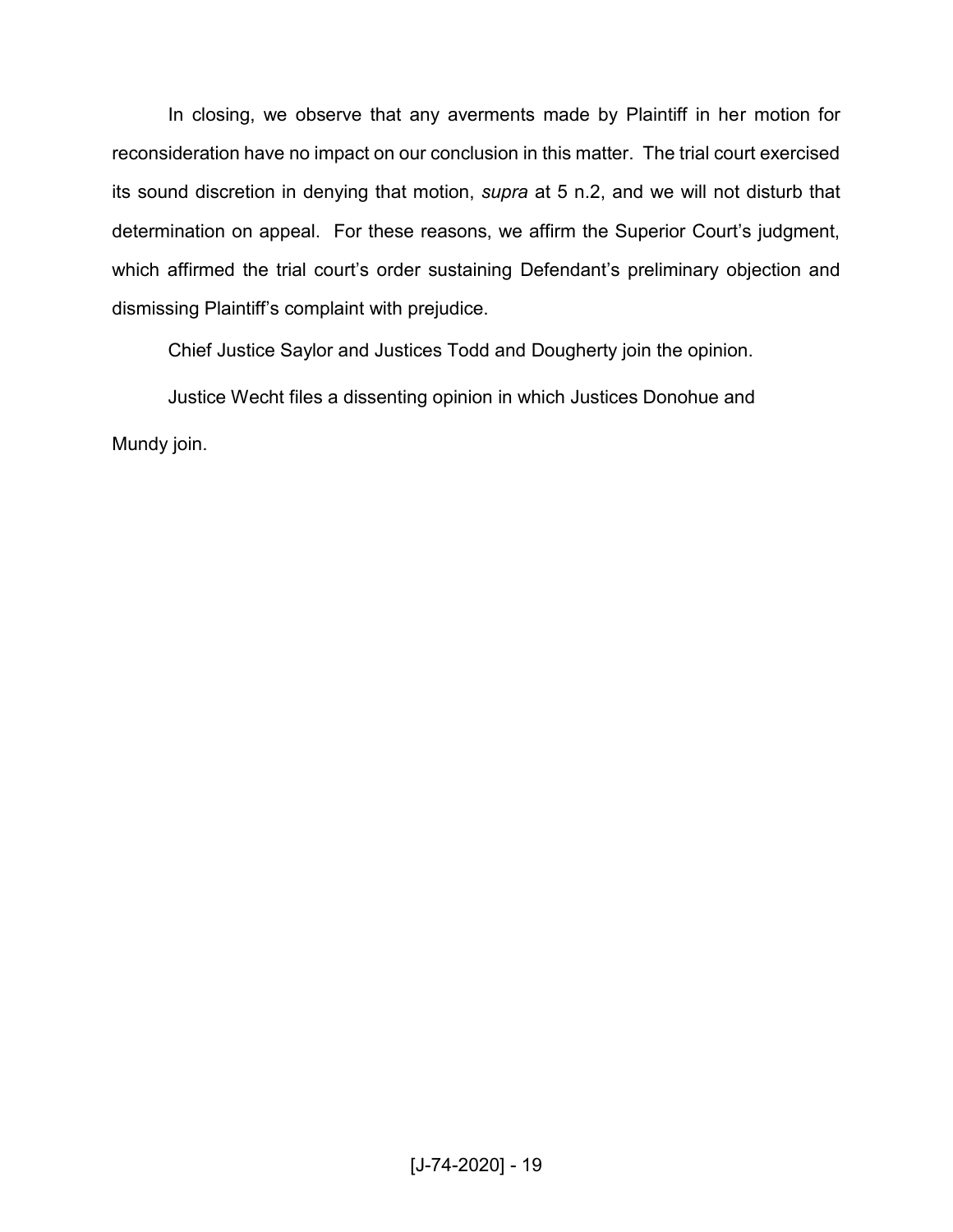In closing, we observe that any averments made by Plaintiff in her motion for reconsideration have no impact on our conclusion in this matter. The trial court exercised its sound discretion in denying that motion, *supra* at 5 n.2, and we will not disturb that determination on appeal. For these reasons, we affirm the Superior Court's judgment, which affirmed the trial court's order sustaining Defendant's preliminary objection and dismissing Plaintiff's complaint with prejudice.

Chief Justice Saylor and Justices Todd and Dougherty join the opinion.

Justice Wecht files a dissenting opinion in which Justices Donohue and Mundy join.